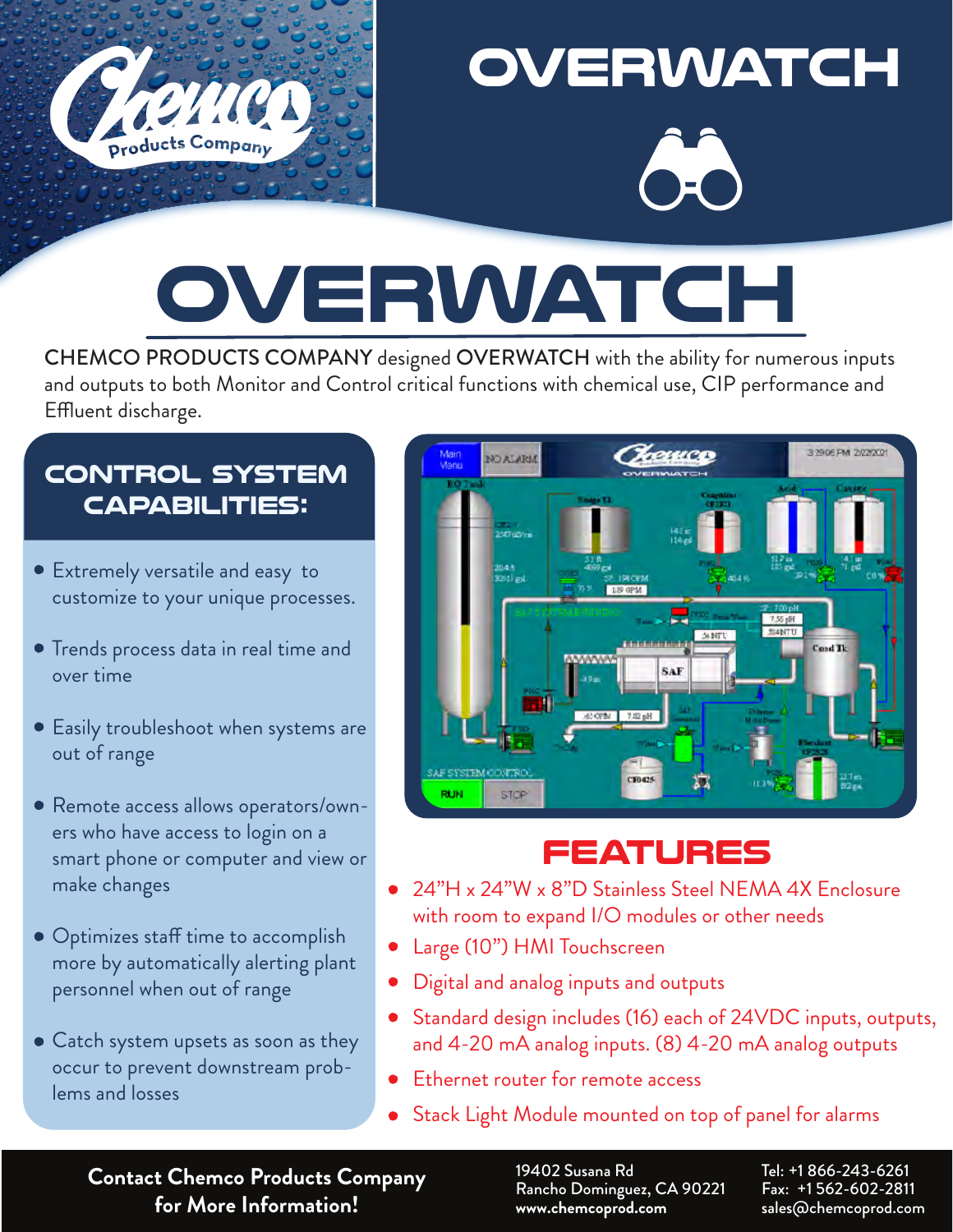# OVERWATCH

CHEMCO PRODUCTS COMPANY designed OVERWATCH with the ability for numerous inputs and outputs to both Monitor and Control critical functions with chemical use, CIP performance and Effluent discharge.

## CONTROL SYSTEM CAPABILITIES:

- Extremely versatile and easy to customize to your unique processes.
- Trends process data in real time and over time
- Easily troubleshoot when systems are out of range
- Remote access allows operators/owners who have access to login on a smart phone or computer and view or make changes
- Optimizes staff time to accomplish more by automatically alerting plant personnel when out of range
- Catch system upsets as soon as they occur to prevent downstream problems and losses

## FEATURES

- 24"H x 24"W x 8"D Stainless Steel NEMA 4X Enclosure with room to expand I/O modules or other needs
- Large (10") HMI Touchscreen
- Digital and analog inputs and outputs
- Standard design includes (16) each of 24VDC inputs, outputs, and 4-20 mA analog inputs. (8) 4-20 mA analog outputs
- Ethernet router for remote access
- Stack Light Module mounted on top of panel for alarms

**Contact Chemco Products Company for More Information!**

19402 Susana Rd
Rancho Dominguez, CA 90221
www.chemcoprod.com

Tel: +1 866-243-6261
Fax: +1 562-602-2811
sales@chemcoprod.com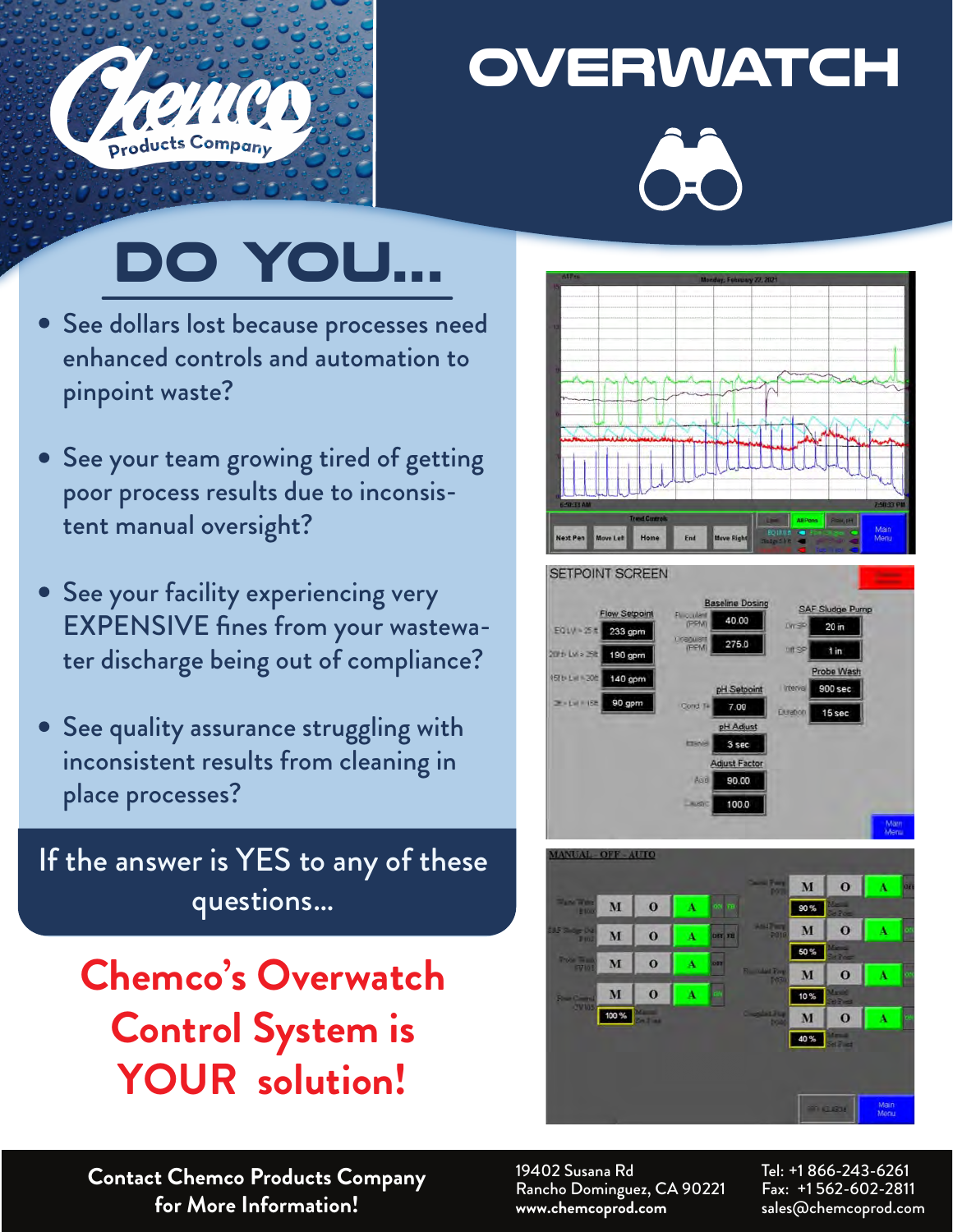# OVERWATCH

## DO YOU...

- See dollars lost because processes need enhanced controls and automation to pinpoint waste?
- See your team growing tired of getting poor process results due to inconsistent manual oversight?
- See your facility experiencing very EXPENSIVE fines from your wastewater discharge being out of compliance?
- See quality assurance struggling with inconsistent results from cleaning in place processes?

If the answer is YES to any of these questions...

**Chemco's Overwatch Control System is YOUR solution!**

**Contact Chemco Products Company for More Information!**

19402 Susana Rd
Rancho Dominguez, CA 90221
www.chemcoprod.com

Tel: +1 866-243-6261
Fax: +1 562-602-2811
sales@chemcoprod.com